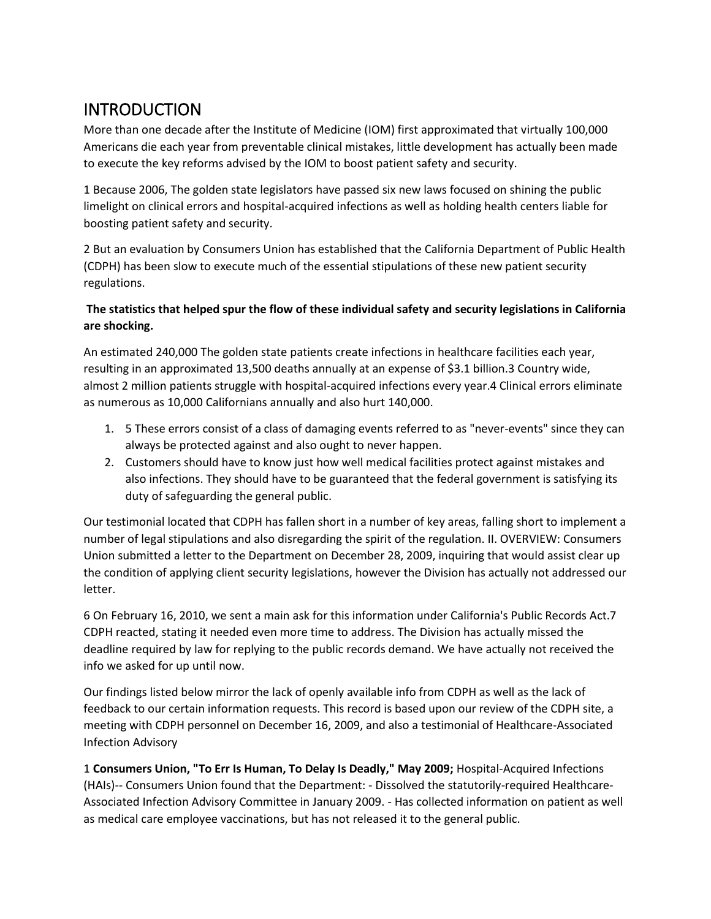# INTRODUCTION

More than one decade after the Institute of Medicine (IOM) first approximated that virtually 100,000 Americans die each year from preventable clinical mistakes, little development has actually been made to execute the key reforms advised by the IOM to boost patient safety and security.

1 Because 2006, The golden state legislators have passed six new laws focused on shining the public limelight on clinical errors and hospital-acquired infections as well as holding health centers liable for boosting patient safety and security.

2 But an evaluation by Consumers Union has established that the California Department of Public Health (CDPH) has been slow to execute much of the essential stipulations of these new patient security regulations.

**The statistics that helped spur the flow of these individual safety and security legislations in California are shocking.**

An estimated 240,000 The golden state patients create infections in healthcare facilities each year, resulting in an approximated 13,500 deaths annually at an expense of $3.1 billion.3 Country wide, almost 2 million patients struggle with hospital-acquired infections every year.4 Clinical errors eliminate as numerous as 10,000 Californians annually and also hurt 140,000.

1. 5 These errors consist of a class of damaging events referred to as "never-events" since they can always be protected against and also ought to never happen.
2. Customers should have to know just how well medical facilities protect against mistakes and also infections. They should have to be guaranteed that the federal government is satisfying its duty of safeguarding the general public.

Our testimonial located that CDPH has fallen short in a number of key areas, falling short to implement a number of legal stipulations and also disregarding the spirit of the regulation. II. OVERVIEW: Consumers Union submitted a letter to the Department on December 28, 2009, inquiring that would assist clear up the condition of applying client security legislations, however the Division has actually not addressed our letter.

6 On February 16, 2010, we sent a main ask for this information under California's Public Records Act.7 CDPH reacted, stating it needed even more time to address. The Division has actually missed the deadline required by law for replying to the public records demand. We have actually not received the info we asked for up until now.

Our findings listed below mirror the lack of openly available info from CDPH as well as the lack of feedback to our certain information requests. This record is based upon our review of the CDPH site, a meeting with CDPH personnel on December 16, 2009, and also a testimonial of Healthcare-Associated Infection Advisory

1 **Consumers Union, "To Err Is Human, To Delay Is Deadly," May 2009;** Hospital-Acquired Infections (HAIs)-- Consumers Union found that the Department: - Dissolved the statutorily-required Healthcare-Associated Infection Advisory Committee in January 2009. - Has collected information on patient as well as medical care employee vaccinations, but has not released it to the general public.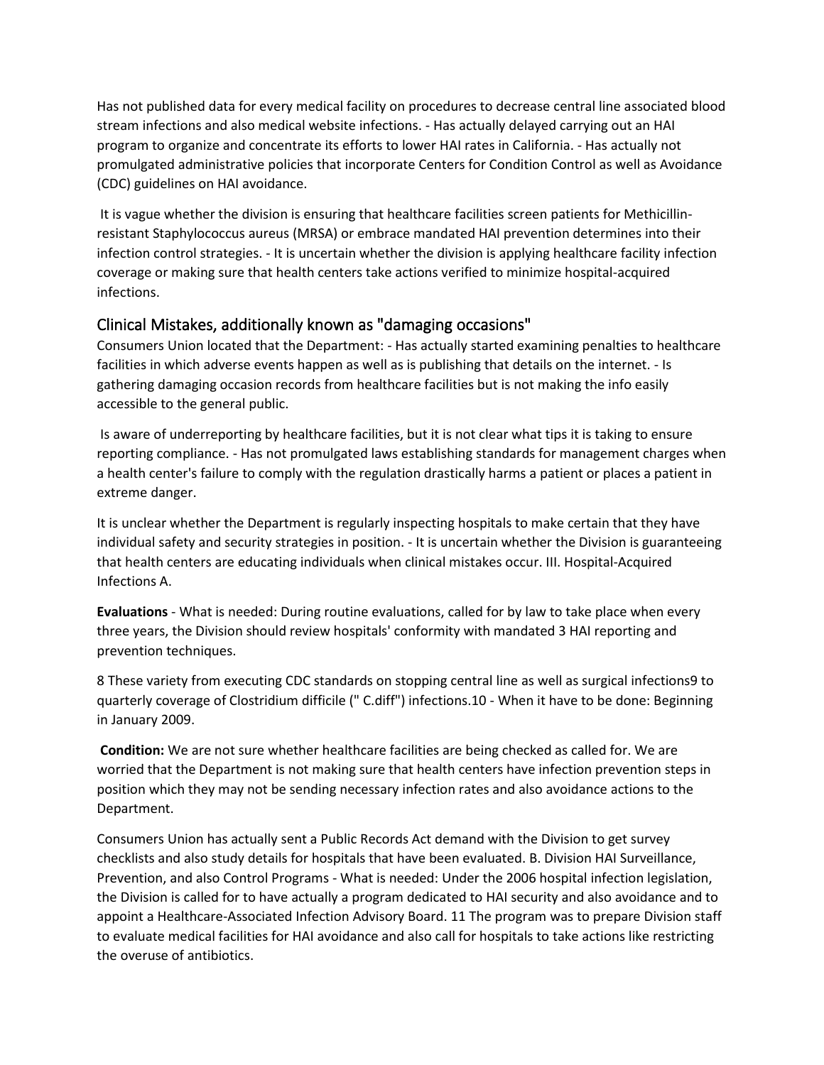Has not published data for every medical facility on procedures to decrease central line associated blood stream infections and also medical website infections. - Has actually delayed carrying out an HAI program to organize and concentrate its efforts to lower HAI rates in California. - Has actually not promulgated administrative policies that incorporate Centers for Condition Control as well as Avoidance (CDC) guidelines on HAI avoidance.

It is vague whether the division is ensuring that healthcare facilities screen patients for Methicillin-resistant Staphylococcus aureus (MRSA) or embrace mandated HAI prevention determines into their infection control strategies. - It is uncertain whether the division is applying healthcare facility infection coverage or making sure that health centers take actions verified to minimize hospital-acquired infections.

## Clinical Mistakes, additionally known as "damaging occasions"

Consumers Union located that the Department: - Has actually started examining penalties to healthcare facilities in which adverse events happen as well as is publishing that details on the internet. - Is gathering damaging occasion records from healthcare facilities but is not making the info easily accessible to the general public.

Is aware of underreporting by healthcare facilities, but it is not clear what tips it is taking to ensure reporting compliance. - Has not promulgated laws establishing standards for management charges when a health center's failure to comply with the regulation drastically harms a patient or places a patient in extreme danger.

It is unclear whether the Department is regularly inspecting hospitals to make certain that they have individual safety and security strategies in position. - It is uncertain whether the Division is guaranteeing that health centers are educating individuals when clinical mistakes occur. III. Hospital-Acquired Infections A.

**Evaluations** - What is needed: During routine evaluations, called for by law to take place when every three years, the Division should review hospitals' conformity with mandated 3 HAI reporting and prevention techniques.

8 These variety from executing CDC standards on stopping central line as well as surgical infections9 to quarterly coverage of Clostridium difficile (" C.diff") infections.10 - When it have to be done: Beginning in January 2009.

**Condition:** We are not sure whether healthcare facilities are being checked as called for. We are worried that the Department is not making sure that health centers have infection prevention steps in position which they may not be sending necessary infection rates and also avoidance actions to the Department.

Consumers Union has actually sent a Public Records Act demand with the Division to get survey checklists and also study details for hospitals that have been evaluated. B. Division HAI Surveillance, Prevention, and also Control Programs - What is needed: Under the 2006 hospital infection legislation, the Division is called for to have actually a program dedicated to HAI security and also avoidance and to appoint a Healthcare-Associated Infection Advisory Board. 11 The program was to prepare Division staff to evaluate medical facilities for HAI avoidance and also call for hospitals to take actions like restricting the overuse of antibiotics.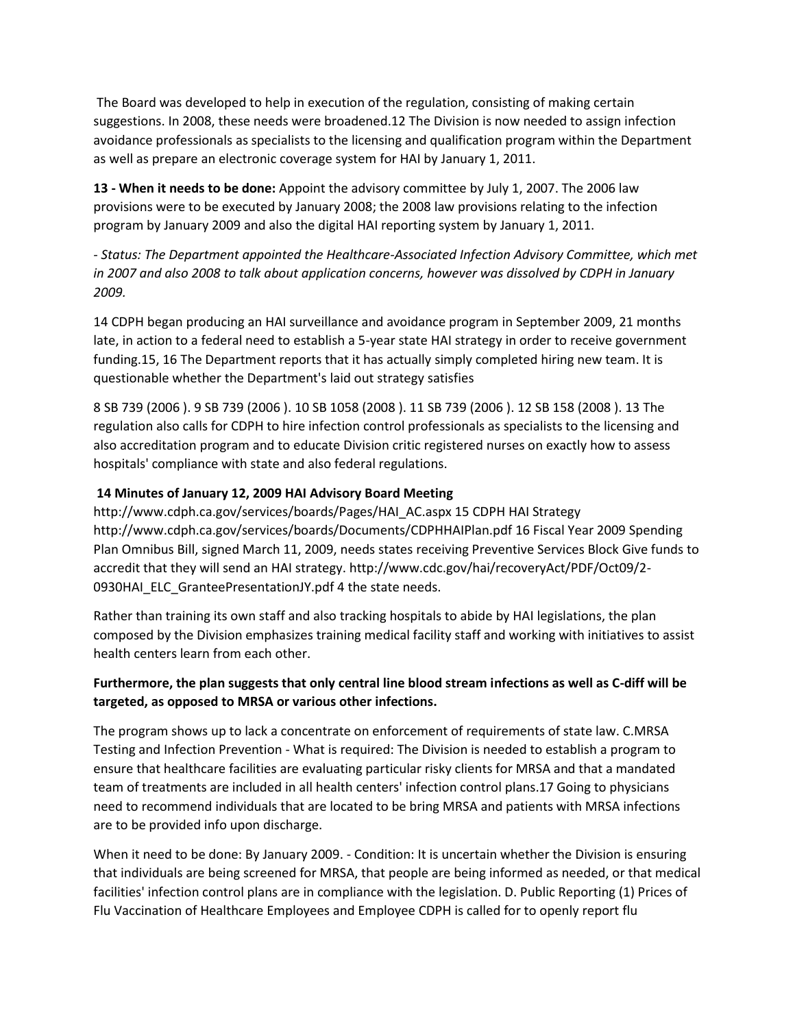The Board was developed to help in execution of the regulation, consisting of making certain suggestions. In 2008, these needs were broadened.12 The Division is now needed to assign infection avoidance professionals as specialists to the licensing and qualification program within the Department as well as prepare an electronic coverage system for HAI by January 1, 2011.

**13 - When it needs to be done:** Appoint the advisory committee by July 1, 2007. The 2006 law provisions were to be executed by January 2008; the 2008 law provisions relating to the infection program by January 2009 and also the digital HAI reporting system by January 1, 2011.

*- Status: The Department appointed the Healthcare-Associated Infection Advisory Committee, which met in 2007 and also 2008 to talk about application concerns, however was dissolved by CDPH in January 2009.*

14 CDPH began producing an HAI surveillance and avoidance program in September 2009, 21 months late, in action to a federal need to establish a 5-year state HAI strategy in order to receive government funding.15, 16 The Department reports that it has actually simply completed hiring new team. It is questionable whether the Department's laid out strategy satisfies

8 SB 739 (2006 ). 9 SB 739 (2006 ). 10 SB 1058 (2008 ). 11 SB 739 (2006 ). 12 SB 158 (2008 ). 13 The regulation also calls for CDPH to hire infection control professionals as specialists to the licensing and also accreditation program and to educate Division critic registered nurses on exactly how to assess hospitals' compliance with state and also federal regulations.

**14 Minutes of January 12, 2009 HAI Advisory Board Meeting**
http://www.cdph.ca.gov/services/boards/Pages/HAI_AC.aspx 15 CDPH HAI Strategy http://www.cdph.ca.gov/services/boards/Documents/CDPHHAIPlan.pdf 16 Fiscal Year 2009 Spending Plan Omnibus Bill, signed March 11, 2009, needs states receiving Preventive Services Block Give funds to accredit that they will send an HAI strategy. http://www.cdc.gov/hai/recoveryAct/PDF/Oct09/2-0930HAI_ELC_GranteePresentationJY.pdf 4 the state needs.

Rather than training its own staff and also tracking hospitals to abide by HAI legislations, the plan composed by the Division emphasizes training medical facility staff and working with initiatives to assist health centers learn from each other.

**Furthermore, the plan suggests that only central line blood stream infections as well as C-diff will be targeted, as opposed to MRSA or various other infections.**

The program shows up to lack a concentrate on enforcement of requirements of state law. C.MRSA Testing and Infection Prevention - What is required: The Division is needed to establish a program to ensure that healthcare facilities are evaluating particular risky clients for MRSA and that a mandated team of treatments are included in all health centers' infection control plans.17 Going to physicians need to recommend individuals that are located to be bring MRSA and patients with MRSA infections are to be provided info upon discharge.

When it need to be done: By January 2009. - Condition: It is uncertain whether the Division is ensuring that individuals are being screened for MRSA, that people are being informed as needed, or that medical facilities' infection control plans are in compliance with the legislation. D. Public Reporting (1) Prices of Flu Vaccination of Healthcare Employees and Employee CDPH is called for to openly report flu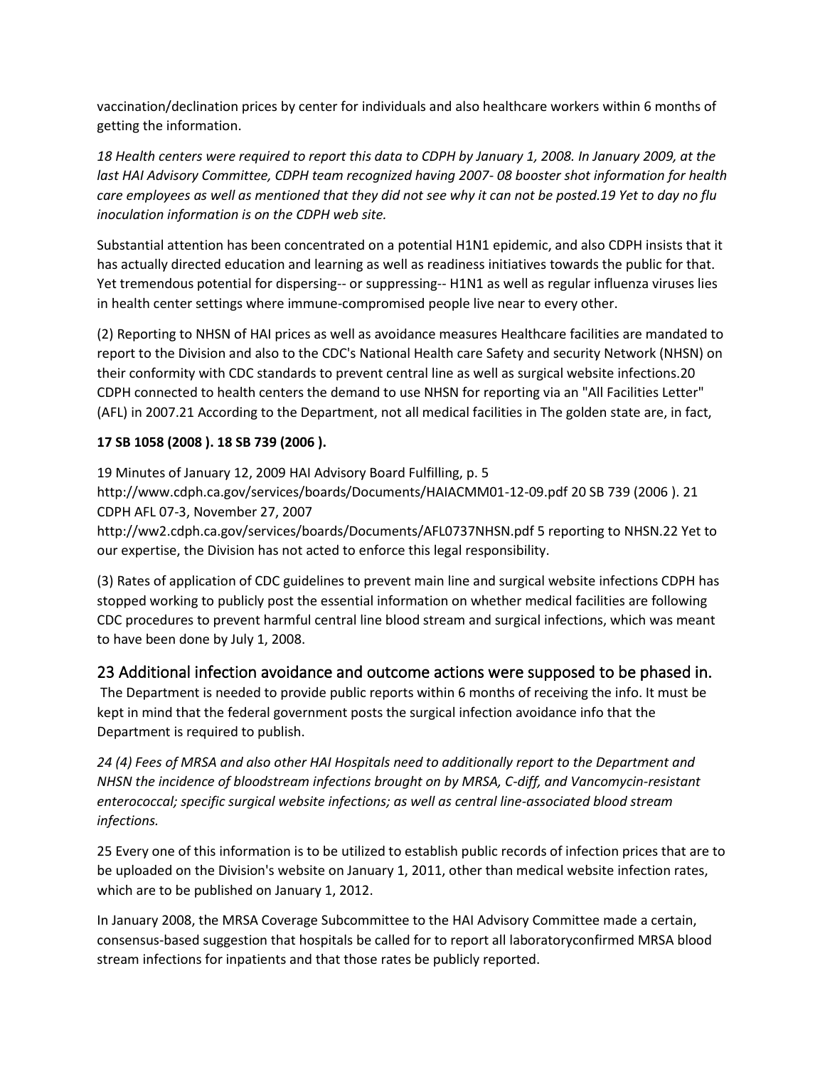vaccination/declination prices by center for individuals and also healthcare workers within 6 months of getting the information.

*18 Health centers were required to report this data to CDPH by January 1, 2008. In January 2009, at the last HAI Advisory Committee, CDPH team recognized having 2007- 08 booster shot information for health care employees as well as mentioned that they did not see why it can not be posted.19 Yet to day no flu inoculation information is on the CDPH web site.*

Substantial attention has been concentrated on a potential H1N1 epidemic, and also CDPH insists that it has actually directed education and learning as well as readiness initiatives towards the public for that. Yet tremendous potential for dispersing-- or suppressing-- H1N1 as well as regular influenza viruses lies in health center settings where immune-compromised people live near to every other.

(2) Reporting to NHSN of HAI prices as well as avoidance measures Healthcare facilities are mandated to report to the Division and also to the CDC's National Health care Safety and security Network (NHSN) on their conformity with CDC standards to prevent central line as well as surgical website infections.20 CDPH connected to health centers the demand to use NHSN for reporting via an "All Facilities Letter" (AFL) in 2007.21 According to the Department, not all medical facilities in The golden state are, in fact,

**17 SB 1058 (2008 ). 18 SB 739 (2006 ).**

19 Minutes of January 12, 2009 HAI Advisory Board Fulfilling, p. 5 http://www.cdph.ca.gov/services/boards/Documents/HAIACMM01-12-09.pdf 20 SB 739 (2006 ). 21 CDPH AFL 07-3, November 27, 2007 http://ww2.cdph.ca.gov/services/boards/Documents/AFL0737NHSN.pdf 5 reporting to NHSN.22 Yet to our expertise, the Division has not acted to enforce this legal responsibility.

(3) Rates of application of CDC guidelines to prevent main line and surgical website infections CDPH has stopped working to publicly post the essential information on whether medical facilities are following CDC procedures to prevent harmful central line blood stream and surgical infections, which was meant to have been done by July 1, 2008.

## 23 Additional infection avoidance and outcome actions were supposed to be phased in.

The Department is needed to provide public reports within 6 months of receiving the info. It must be kept in mind that the federal government posts the surgical infection avoidance info that the Department is required to publish.

*24 (4) Fees of MRSA and also other HAI Hospitals need to additionally report to the Department and NHSN the incidence of bloodstream infections brought on by MRSA, C-diff, and Vancomycin-resistant enterococcal; specific surgical website infections; as well as central line-associated blood stream infections.*

25 Every one of this information is to be utilized to establish public records of infection prices that are to be uploaded on the Division's website on January 1, 2011, other than medical website infection rates, which are to be published on January 1, 2012.

In January 2008, the MRSA Coverage Subcommittee to the HAI Advisory Committee made a certain, consensus-based suggestion that hospitals be called for to report all laboratoryconfirmed MRSA blood stream infections for inpatients and that those rates be publicly reported.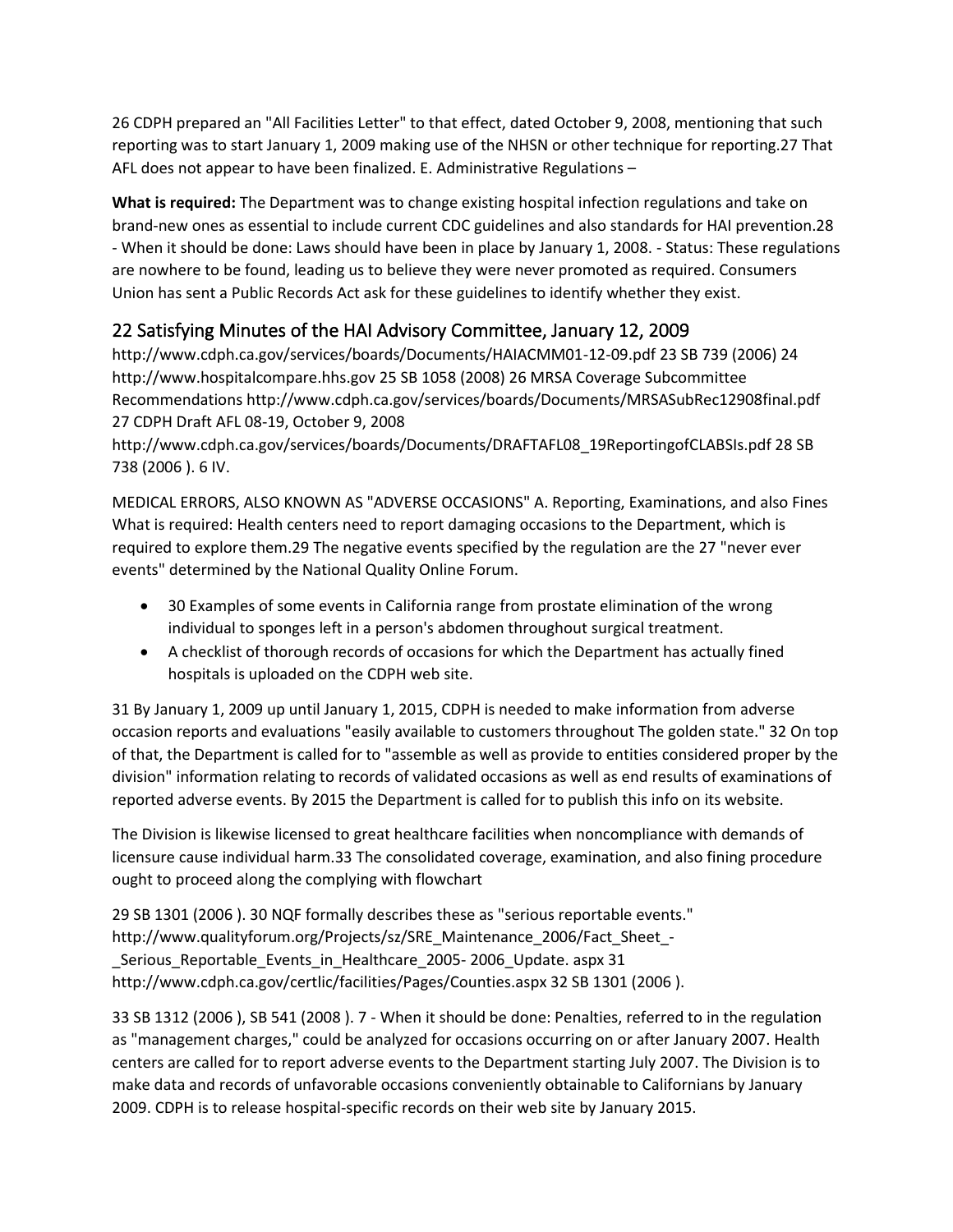26 CDPH prepared an "All Facilities Letter" to that effect, dated October 9, 2008, mentioning that such reporting was to start January 1, 2009 making use of the NHSN or other technique for reporting.27 That AFL does not appear to have been finalized. E. Administrative Regulations –

**What is required:** The Department was to change existing hospital infection regulations and take on brand-new ones as essential to include current CDC guidelines and also standards for HAI prevention.28 - When it should be done: Laws should have been in place by January 1, 2008. - Status: These regulations are nowhere to be found, leading us to believe they were never promoted as required. Consumers Union has sent a Public Records Act ask for these guidelines to identify whether they exist.

## 22 Satisfying Minutes of the HAI Advisory Committee, January 12, 2009

http://www.cdph.ca.gov/services/boards/Documents/HAIACMM01-12-09.pdf 23 SB 739 (2006) 24 http://www.hospitalcompare.hhs.gov 25 SB 1058 (2008) 26 MRSA Coverage Subcommittee Recommendations http://www.cdph.ca.gov/services/boards/Documents/MRSASubRec12908final.pdf 27 CDPH Draft AFL 08-19, October 9, 2008 http://www.cdph.ca.gov/services/boards/Documents/DRAFTAFL08_19ReportingofCLABSIs.pdf 28 SB 738 (2006 ). 6 IV.

MEDICAL ERRORS, ALSO KNOWN AS "ADVERSE OCCASIONS" A. Reporting, Examinations, and also Fines What is required: Health centers need to report damaging occasions to the Department, which is required to explore them.29 The negative events specified by the regulation are the 27 "never ever events" determined by the National Quality Online Forum.

- 30 Examples of some events in California range from prostate elimination of the wrong individual to sponges left in a person's abdomen throughout surgical treatment.
- A checklist of thorough records of occasions for which the Department has actually fined hospitals is uploaded on the CDPH web site.

31 By January 1, 2009 up until January 1, 2015, CDPH is needed to make information from adverse occasion reports and evaluations "easily available to customers throughout The golden state." 32 On top of that, the Department is called for to "assemble as well as provide to entities considered proper by the division" information relating to records of validated occasions as well as end results of examinations of reported adverse events. By 2015 the Department is called for to publish this info on its website.

The Division is likewise licensed to great healthcare facilities when noncompliance with demands of licensure cause individual harm.33 The consolidated coverage, examination, and also fining procedure ought to proceed along the complying with flowchart

29 SB 1301 (2006 ). 30 NQF formally describes these as "serious reportable events." http://www.qualityforum.org/Projects/sz/SRE_Maintenance_2006/Fact_Sheet_-_Serious_Reportable_Events_in_Healthcare_2005- 2006_Update. aspx 31 http://www.cdph.ca.gov/certlic/facilities/Pages/Counties.aspx 32 SB 1301 (2006 ).

33 SB 1312 (2006 ), SB 541 (2008 ). 7 - When it should be done: Penalties, referred to in the regulation as "management charges," could be analyzed for occasions occurring on or after January 2007. Health centers are called for to report adverse events to the Department starting July 2007. The Division is to make data and records of unfavorable occasions conveniently obtainable to Californians by January 2009. CDPH is to release hospital-specific records on their web site by January 2015.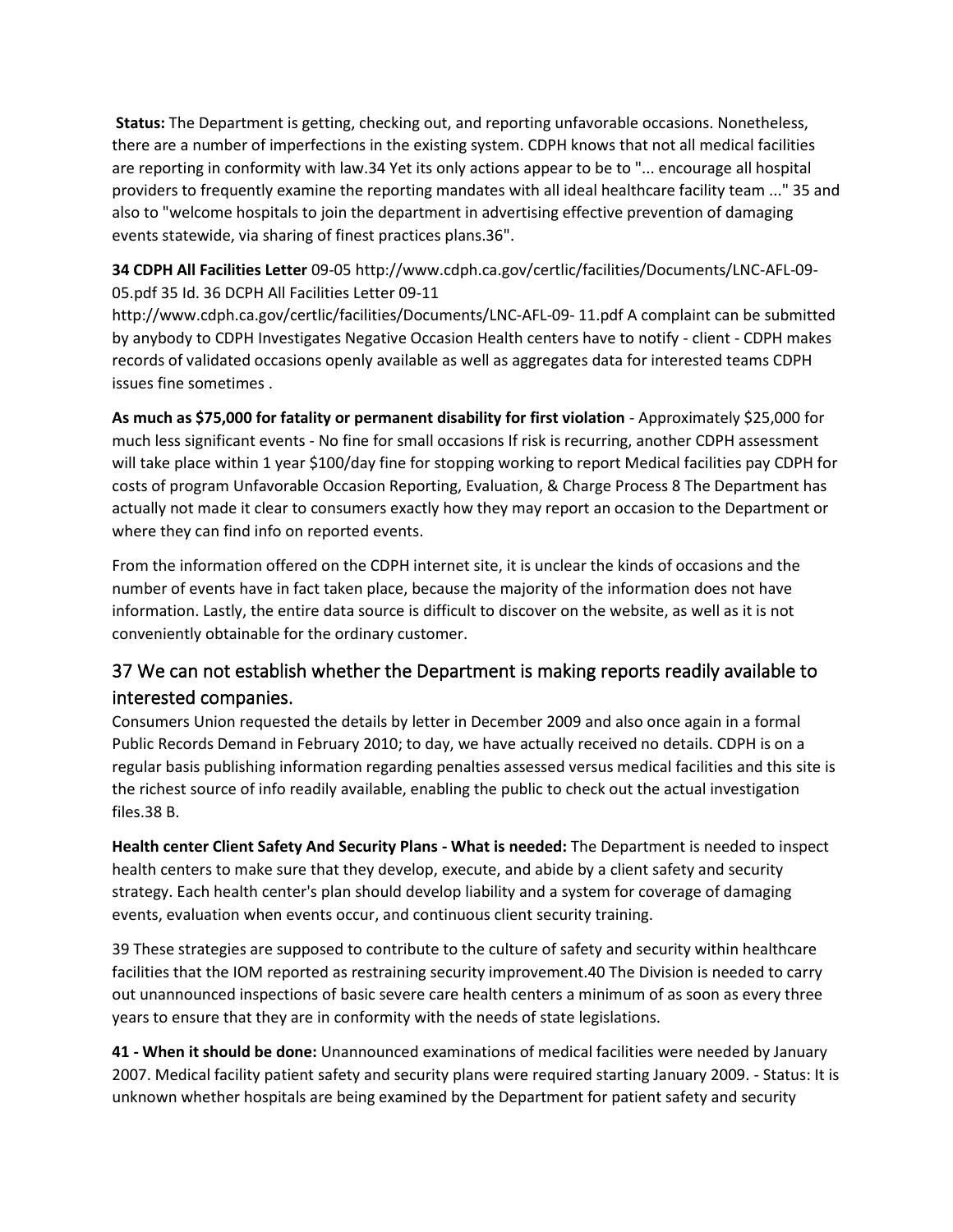**Status:** The Department is getting, checking out, and reporting unfavorable occasions. Nonetheless, there are a number of imperfections in the existing system. CDPH knows that not all medical facilities are reporting in conformity with law.34 Yet its only actions appear to be to "... encourage all hospital providers to frequently examine the reporting mandates with all ideal healthcare facility team ..." 35 and also to "welcome hospitals to join the department in advertising effective prevention of damaging events statewide, via sharing of finest practices plans.36".

**34 CDPH All Facilities Letter** 09-05 http://www.cdph.ca.gov/certlic/facilities/Documents/LNC-AFL-09-05.pdf 35 Id. 36 DCPH All Facilities Letter 09-11 http://www.cdph.ca.gov/certlic/facilities/Documents/LNC-AFL-09- 11.pdf A complaint can be submitted by anybody to CDPH Investigates Negative Occasion Health centers have to notify - client - CDPH makes records of validated occasions openly available as well as aggregates data for interested teams CDPH issues fine sometimes .

**As much as $75,000 for fatality or permanent disability for first violation** - Approximately $25,000 for much less significant events - No fine for small occasions If risk is recurring, another CDPH assessment will take place within 1 year $100/day fine for stopping working to report Medical facilities pay CDPH for costs of program Unfavorable Occasion Reporting, Evaluation, & Charge Process 8 The Department has actually not made it clear to consumers exactly how they may report an occasion to the Department or where they can find info on reported events.

From the information offered on the CDPH internet site, it is unclear the kinds of occasions and the number of events have in fact taken place, because the majority of the information does not have information. Lastly, the entire data source is difficult to discover on the website, as well as it is not conveniently obtainable for the ordinary customer.

## 37 We can not establish whether the Department is making reports readily available to interested companies.

Consumers Union requested the details by letter in December 2009 and also once again in a formal Public Records Demand in February 2010; to day, we have actually received no details. CDPH is on a regular basis publishing information regarding penalties assessed versus medical facilities and this site is the richest source of info readily available, enabling the public to check out the actual investigation files.38 B.

**Health center Client Safety And Security Plans - What is needed:** The Department is needed to inspect health centers to make sure that they develop, execute, and abide by a client safety and security strategy. Each health center's plan should develop liability and a system for coverage of damaging events, evaluation when events occur, and continuous client security training.

39 These strategies are supposed to contribute to the culture of safety and security within healthcare facilities that the IOM reported as restraining security improvement.40 The Division is needed to carry out unannounced inspections of basic severe care health centers a minimum of as soon as every three years to ensure that they are in conformity with the needs of state legislations.

**41 - When it should be done:** Unannounced examinations of medical facilities were needed by January 2007. Medical facility patient safety and security plans were required starting January 2009. - Status: It is unknown whether hospitals are being examined by the Department for patient safety and security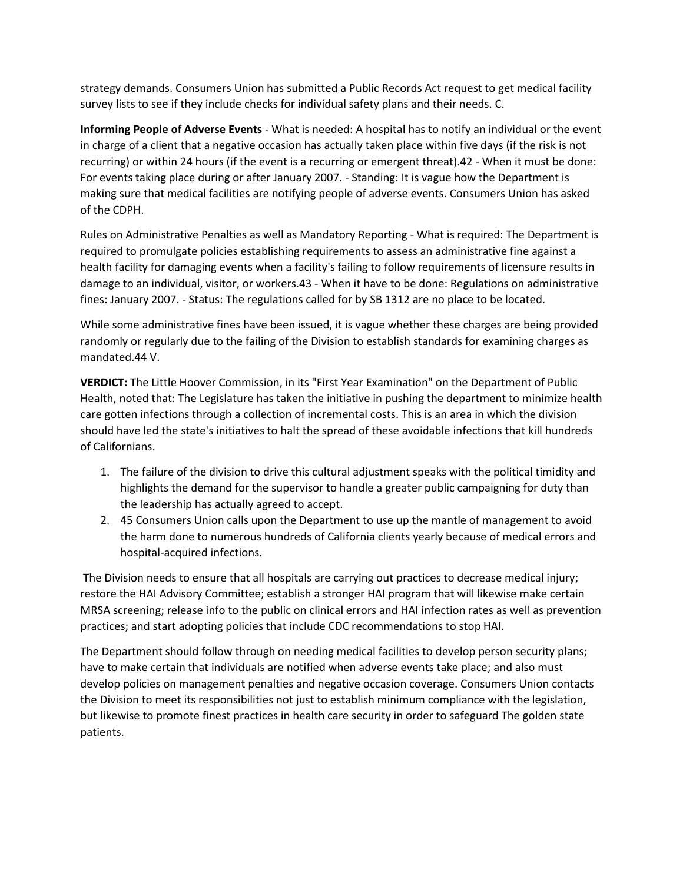strategy demands. Consumers Union has submitted a Public Records Act request to get medical facility survey lists to see if they include checks for individual safety plans and their needs. C.

**Informing People of Adverse Events** - What is needed: A hospital has to notify an individual or the event in charge of a client that a negative occasion has actually taken place within five days (if the risk is not recurring) or within 24 hours (if the event is a recurring or emergent threat).42 - When it must be done: For events taking place during or after January 2007. - Standing: It is vague how the Department is making sure that medical facilities are notifying people of adverse events. Consumers Union has asked of the CDPH.

Rules on Administrative Penalties as well as Mandatory Reporting - What is required: The Department is required to promulgate policies establishing requirements to assess an administrative fine against a health facility for damaging events when a facility's failing to follow requirements of licensure results in damage to an individual, visitor, or workers.43 - When it have to be done: Regulations on administrative fines: January 2007. - Status: The regulations called for by SB 1312 are no place to be located.

While some administrative fines have been issued, it is vague whether these charges are being provided randomly or regularly due to the failing of the Division to establish standards for examining charges as mandated.44 V.

**VERDICT:** The Little Hoover Commission, in its "First Year Examination" on the Department of Public Health, noted that: The Legislature has taken the initiative in pushing the department to minimize health care gotten infections through a collection of incremental costs. This is an area in which the division should have led the state's initiatives to halt the spread of these avoidable infections that kill hundreds of Californians.

1. The failure of the division to drive this cultural adjustment speaks with the political timidity and highlights the demand for the supervisor to handle a greater public campaigning for duty than the leadership has actually agreed to accept.
2. 45 Consumers Union calls upon the Department to use up the mantle of management to avoid the harm done to numerous hundreds of California clients yearly because of medical errors and hospital-acquired infections.

The Division needs to ensure that all hospitals are carrying out practices to decrease medical injury; restore the HAI Advisory Committee; establish a stronger HAI program that will likewise make certain MRSA screening; release info to the public on clinical errors and HAI infection rates as well as prevention practices; and start adopting policies that include CDC recommendations to stop HAI.

The Department should follow through on needing medical facilities to develop person security plans; have to make certain that individuals are notified when adverse events take place; and also must develop policies on management penalties and negative occasion coverage. Consumers Union contacts the Division to meet its responsibilities not just to establish minimum compliance with the legislation, but likewise to promote finest practices in health care security in order to safeguard The golden state patients.